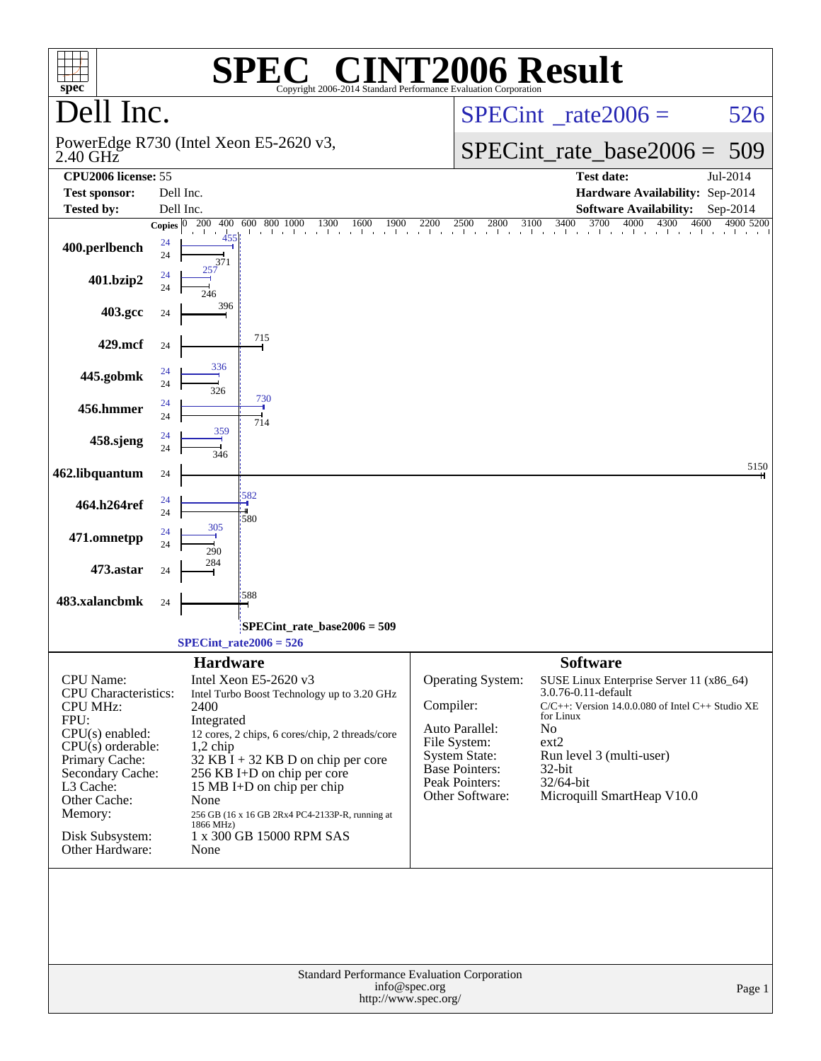# SPEC® CINT2006 Result

Copyright 2006-2014 Standard Performance Evaluation Corporation

## Dell Inc.

PowerEdge R730 (Intel Xeon E5-2620 v3, 2.40 GHz)

SPECint_rate2006 = 526

SPECint_rate_base2006 = 509

| | | | |
|---|---|---|---|
| **CPU2006 license:** | 55 | **Test date:** | Jul-2014 |
| **Test sponsor:** | Dell Inc. | **Hardware Availability:** | Sep-2014 |
| **Tested by:** | Dell Inc. | **Software Availability:** | Sep-2014 |

| Benchmark | Copies (peak) | Peak | Copies (base) | Base |
|---|---|---|---|---|
| 400.perlbench | 24 | 455 | 24 | 371 |
| 401.bzip2 | 24 | 257 | 24 | 246 |
| 403.gcc | | | 24 | 396 |
| 429.mcf | | | 24 | 715 |
| 445.gobmk | 24 | 336 | 24 | 326 |
| 456.hmmer | 24 | 730 | 24 | 714 |
| 458.sjeng | 24 | 359 | 24 | 346 |
| 462.libquantum | | | 24 | 5150 |
| 464.h264ref | 24 | 582 | 24 | 580 |
| 471.omnetpp | 24 | 305 | 24 | 290 |
| 473.astar | | | 24 | 284 |
| 483.xalancbmk | | | 24 | 588 |

SPECint_rate_base2006 = 509

SPECint_rate2006 = 526

### Hardware

| | |
|---|---|
| CPU Name: | Intel Xeon E5-2620 v3 |
| CPU Characteristics: | Intel Turbo Boost Technology up to 3.20 GHz |
| CPU MHz: | 2400 |
| FPU: | Integrated |
| CPU(s) enabled: | 12 cores, 2 chips, 6 cores/chip, 2 threads/core |
| CPU(s) orderable: | 1,2 chip |
| Primary Cache: | 32 KB I + 32 KB D on chip per core |
| Secondary Cache: | 256 KB I+D on chip per core |
| L3 Cache: | 15 MB I+D on chip per chip |
| Other Cache: | None |
| Memory: | 256 GB (16 x 16 GB 2Rx4 PC4-2133P-R, running at 1866 MHz) |
| Disk Subsystem: | 1 x 300 GB 15000 RPM SAS |
| Other Hardware: | None |

### Software

| | |
|---|---|
| Operating System: | SUSE Linux Enterprise Server 11 (x86_64) 3.0.76-0.11-default |
| Compiler: | C/C++: Version 14.0.0.080 of Intel C++ Studio XE for Linux |
| Auto Parallel: | No |
| File System: | ext2 |
| System State: | Run level 3 (multi-user) |
| Base Pointers: | 32-bit |
| Peak Pointers: | 32/64-bit |
| Other Software: | Microquill SmartHeap V10.0 |

Standard Performance Evaluation Corporation
info@spec.org
http://www.spec.org/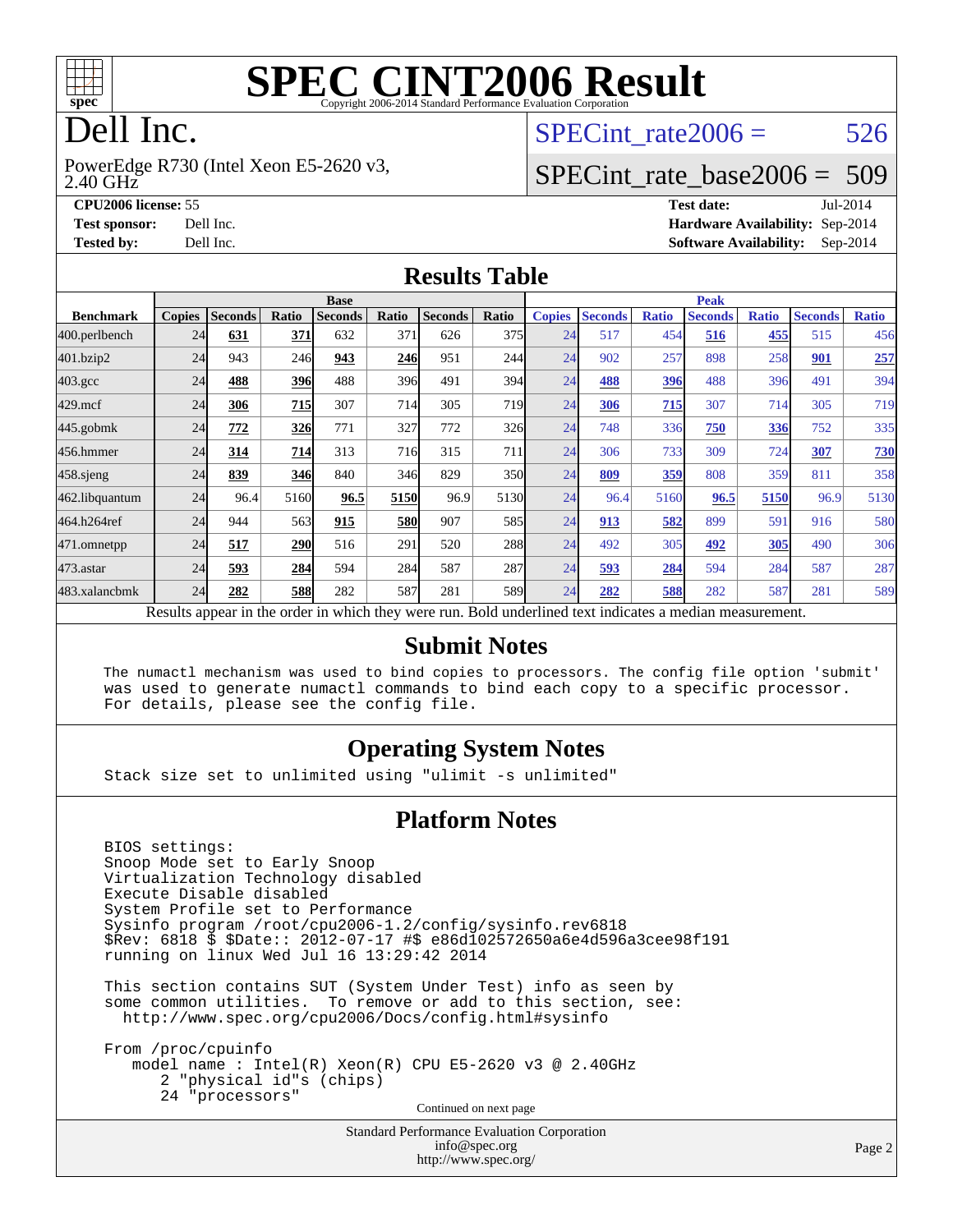# SPEC CINT2006 Result

Copyright 2006-2014 Standard Performance Evaluation Corporation

# Dell Inc.

PowerEdge R730 (Intel Xeon E5-2620 v3, 2.40 GHz)

SPECint_rate2006 = 526

SPECint_rate_base2006 = 509

**CPU2006 license:** 55
**Test sponsor:** Dell Inc.
**Tested by:** Dell Inc.

**Test date:** Jul-2014
**Hardware Availability:** Sep-2014
**Software Availability:** Sep-2014

## Results Table

| | Base | | | | | | | Peak | | | | | | |
|---|---|---|---|---|---|---|---|---|---|---|---|---|---|---|
| **Benchmark** | **Copies** | **Seconds** | **Ratio** | **Seconds** | **Ratio** | **Seconds** | **Ratio** | **Copies** | **Seconds** | **Ratio** | **Seconds** | **Ratio** | **Seconds** | **Ratio** |
| 400.perlbench | 24 | **631** | **371** | 632 | 371 | 626 | 375 | 24 | 517 | 454 | **516** | **455** | 515 | 456 |
| 401.bzip2 | 24 | 943 | 246 | **943** | **246** | 951 | 244 | 24 | 902 | 257 | 898 | 258 | **901** | **257** |
| 403.gcc | 24 | **488** | **396** | 488 | 396 | 491 | 394 | 24 | **488** | **396** | 488 | 396 | 491 | 394 |
| 429.mcf | 24 | **306** | **715** | 307 | 714 | 305 | 719 | 24 | **306** | **715** | 307 | 714 | 305 | 719 |
| 445.gobmk | 24 | **772** | **326** | 771 | 327 | 772 | 326 | 24 | 748 | 336 | **750** | **336** | 752 | 335 |
| 456.hmmer | 24 | **314** | **714** | 313 | 716 | 315 | 711 | 24 | 306 | 733 | 309 | 724 | **307** | **730** |
| 458.sjeng | 24 | **839** | **346** | 840 | 346 | 829 | 350 | 24 | **809** | **359** | 808 | 359 | 811 | 358 |
| 462.libquantum | 24 | 96.4 | 5160 | **96.5** | **5150** | 96.9 | 5130 | 24 | 96.4 | 5160 | **96.5** | **5150** | 96.9 | 5130 |
| 464.h264ref | 24 | 944 | 563 | **915** | **580** | 907 | 585 | 24 | **913** | **582** | 899 | 591 | 916 | 580 |
| 471.omnetpp | 24 | **517** | **290** | 516 | 291 | 520 | 288 | 24 | 492 | 305 | **492** | **305** | 490 | 306 |
| 473.astar | 24 | **593** | **284** | 594 | 284 | 587 | 287 | 24 | **593** | **284** | 594 | 284 | 587 | 287 |
| 483.xalancbmk | 24 | **282** | **588** | 282 | 587 | 281 | 589 | 24 | **282** | **588** | 282 | 587 | 281 | 589 |

Results appear in the order in which they were run. Bold underlined text indicates a median measurement.

## Submit Notes

```
The numactl mechanism was used to bind copies to processors. The config file option 'submit'
was used to generate numactl commands to bind each copy to a specific processor.
For details, please see the config file.
```

## Operating System Notes

```
Stack size set to unlimited using "ulimit -s unlimited"
```

## Platform Notes

```
BIOS settings:
Snoop Mode set to Early Snoop
Virtualization Technology disabled
Execute Disable disabled
System Profile set to Performance
Sysinfo program /root/cpu2006-1.2/config/sysinfo.rev6818
$Rev: 6818 $ $Date:: 2012-07-17 #$ e86d102572650a6e4d596a3cee98f191
running on linux Wed Jul 16 13:29:42 2014

This section contains SUT (System Under Test) info as seen by
some common utilities.  To remove or add to this section, see:
  http://www.spec.org/cpu2006/Docs/config.html#sysinfo

From /proc/cpuinfo
   model name : Intel(R) Xeon(R) CPU E5-2620 v3 @ 2.40GHz
      2 "physical id"s (chips)
      24 "processors"
```

Continued on next page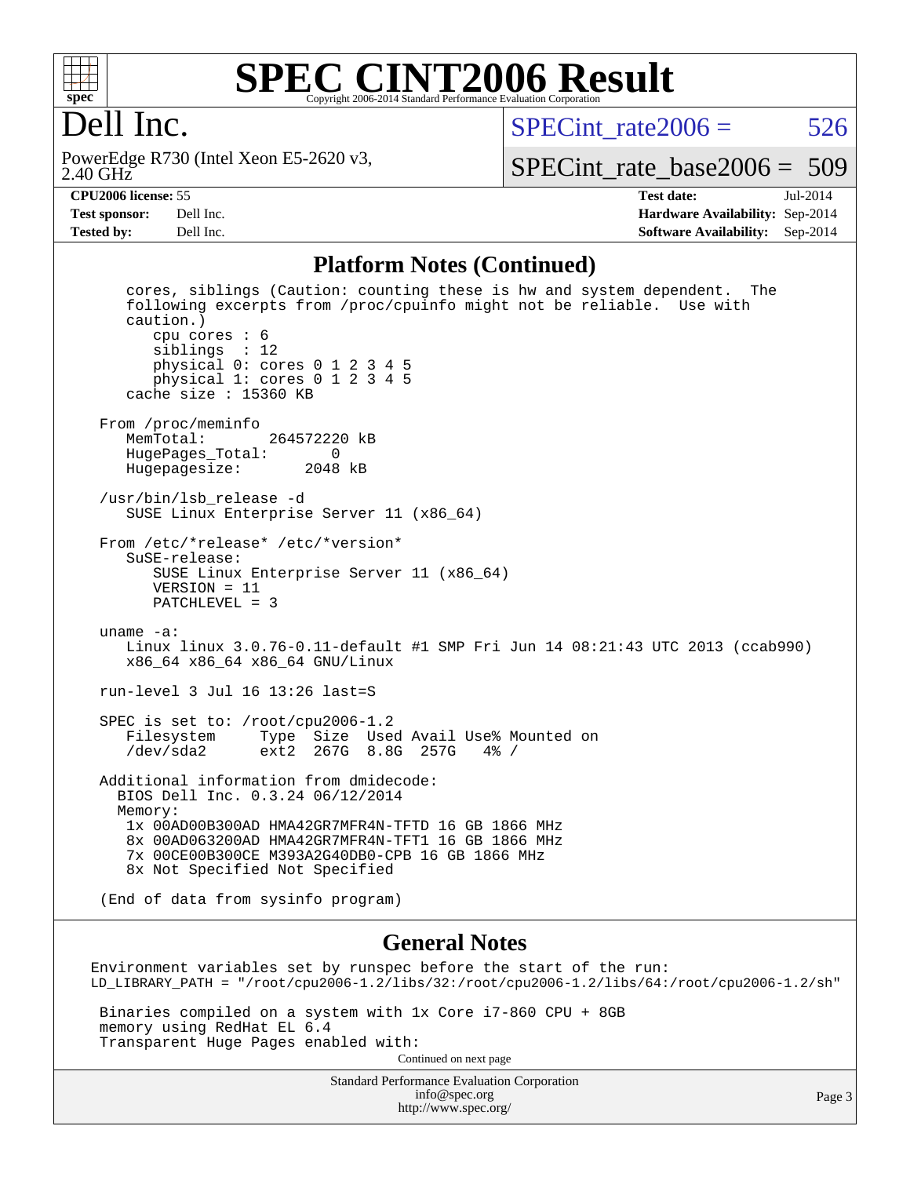# SPEC CINT2006 Result

Copyright 2006-2014 Standard Performance Evaluation Corporation

**Dell Inc.**

PowerEdge R730 (Intel Xeon E5-2620 v3, 2.40 GHz)

SPECint_rate2006 = 526

SPECint_rate_base2006 = 509

| | | | |
|---|---|---|---|
| **CPU2006 license:** 55 | | **Test date:** | Jul-2014 |
| **Test sponsor:** | Dell Inc. | **Hardware Availability:** | Sep-2014 |
| **Tested by:** | Dell Inc. | **Software Availability:** | Sep-2014 |

## Platform Notes (Continued)

```
   cores, siblings (Caution: counting these is hw and system dependent.  The
   following excerpts from /proc/cpuinfo might not be reliable.  Use with
   caution.)
      cpu cores : 6
      siblings  : 12
      physical 0: cores 0 1 2 3 4 5
      physical 1: cores 0 1 2 3 4 5
   cache size : 15360 KB

From /proc/meminfo
   MemTotal:       264572220 kB
   HugePages_Total:       0
   Hugepagesize:       2048 kB

/usr/bin/lsb_release -d
   SUSE Linux Enterprise Server 11 (x86_64)

From /etc/*release* /etc/*version*
   SuSE-release:
      SUSE Linux Enterprise Server 11 (x86_64)
      VERSION = 11
      PATCHLEVEL = 3

uname -a:
   Linux linux 3.0.76-0.11-default #1 SMP Fri Jun 14 08:21:43 UTC 2013 (ccab990)
   x86_64 x86_64 x86_64 GNU/Linux

run-level 3 Jul 16 13:26 last=S

SPEC is set to: /root/cpu2006-1.2
   Filesystem     Type  Size  Used Avail Use% Mounted on
   /dev/sda2      ext2  267G  8.8G  257G   4% /

Additional information from dmidecode:
  BIOS Dell Inc. 0.3.24 06/12/2014
  Memory:
   1x 00AD00B300AD HMA42GR7MFR4N-TFTD 16 GB 1866 MHz
   8x 00AD063200AD HMA42GR7MFR4N-TFT1 16 GB 1866 MHz
   7x 00CE00B300CE M393A2G40DB0-CPB 16 GB 1866 MHz
   8x Not Specified Not Specified

(End of data from sysinfo program)
```

## General Notes

```
Environment variables set by runspec before the start of the run:
LD_LIBRARY_PATH = "/root/cpu2006-1.2/libs/32:/root/cpu2006-1.2/libs/64:/root/cpu2006-1.2/sh"

 Binaries compiled on a system with 1x Core i7-860 CPU + 8GB
 memory using RedHat EL 6.4
 Transparent Huge Pages enabled with:
```

Continued on next page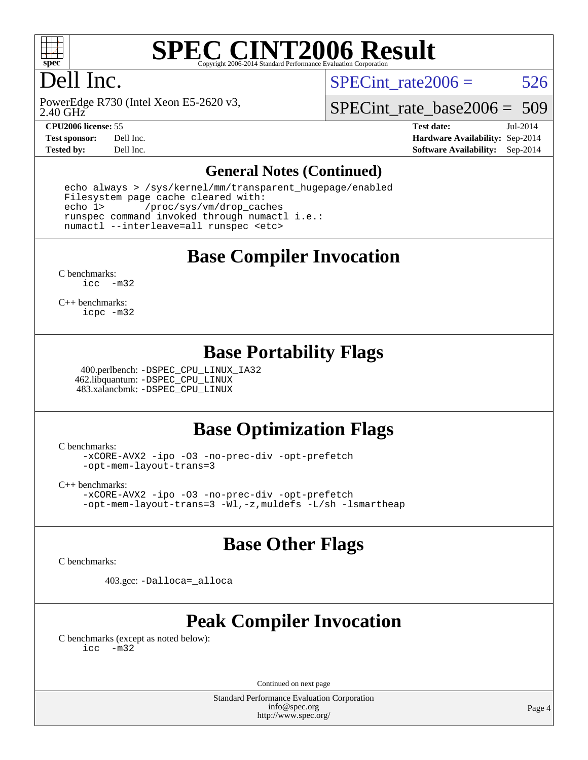# SPEC CINT2006 Result

Copyright 2006-2014 Standard Performance Evaluation Corporation

## Dell Inc.

PowerEdge R730 (Intel Xeon E5-2620 v3, 2.40 GHz

SPECint_rate2006 = 526

SPECint_rate_base2006 = 509

| | | | |
|---|---|---|---|
| **CPU2006 license:** 55 | | **Test date:** | Jul-2014 |
| **Test sponsor:** | Dell Inc. | **Hardware Availability:** | Sep-2014 |
| **Tested by:** | Dell Inc. | **Software Availability:** | Sep-2014 |

## General Notes (Continued)

```
echo always > /sys/kernel/mm/transparent_hugepage/enabled
Filesystem page cache cleared with:
echo 1>       /proc/sys/vm/drop_caches
runspec command invoked through numactl i.e.:
numactl --interleave=all runspec <etc>
```

## Base Compiler Invocation

C benchmarks:
```
icc  -m32
```

C++ benchmarks:
```
icpc -m32
```

## Base Portability Flags

400.perlbench: -DSPEC_CPU_LINUX_IA32
462.libquantum: -DSPEC_CPU_LINUX
483.xalancbmk: -DSPEC_CPU_LINUX

## Base Optimization Flags

C benchmarks:
```
-xCORE-AVX2 -ipo -O3 -no-prec-div -opt-prefetch
-opt-mem-layout-trans=3
```

C++ benchmarks:
```
-xCORE-AVX2 -ipo -O3 -no-prec-div -opt-prefetch
-opt-mem-layout-trans=3 -Wl,-z,muldefs -L/sh -lsmartheap
```

## Base Other Flags

C benchmarks:

403.gcc: -Dalloca=_alloca

## Peak Compiler Invocation

C benchmarks (except as noted below):
```
icc  -m32
```

Continued on next page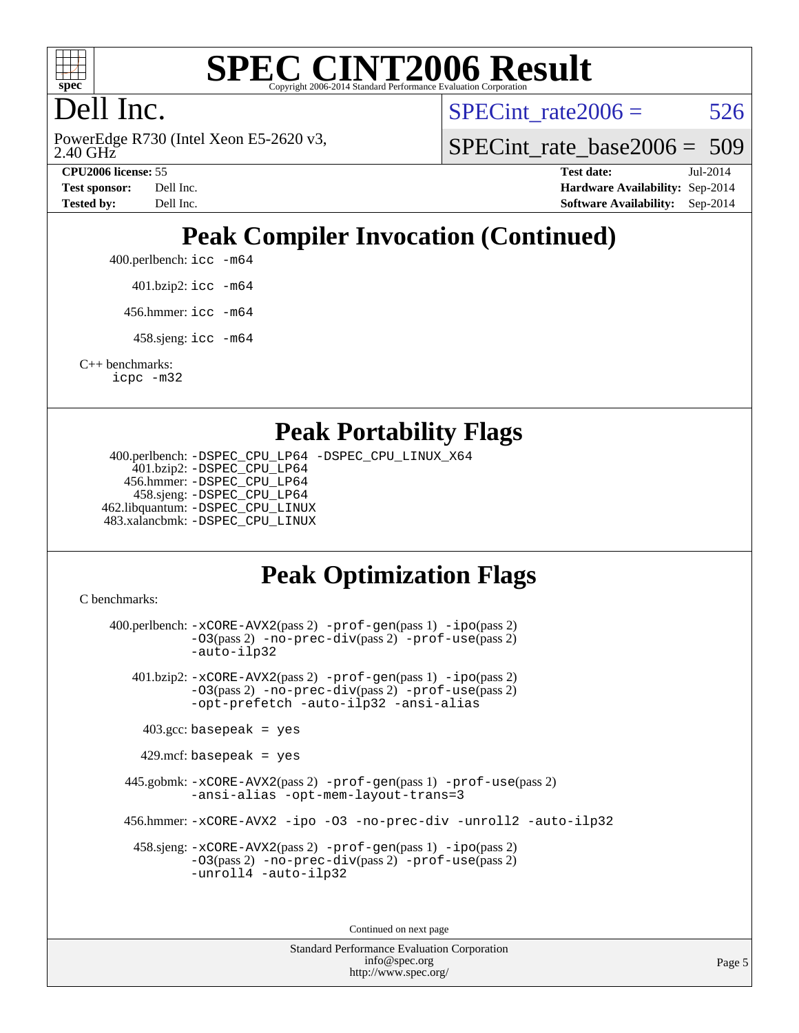# SPEC CINT2006 Result

Copyright 2006-2014 Standard Performance Evaluation Corporation

# Dell Inc.

PowerEdge R730 (Intel Xeon E5-2620 v3, 2.40 GHz)

SPECint_rate2006 = 526

SPECint_rate_base2006 = 509

**CPU2006 license:** 55
**Test sponsor:** Dell Inc.
**Tested by:** Dell Inc.

**Test date:** Jul-2014
**Hardware Availability:** Sep-2014
**Software Availability:** Sep-2014

## Peak Compiler Invocation (Continued)

400.perlbench: `icc -m64`

401.bzip2: `icc -m64`

456.hmmer: `icc -m64`

458.sjeng: `icc -m64`

C++ benchmarks:
`icpc -m32`

## Peak Portability Flags

400.perlbench: `-DSPEC_CPU_LP64 -DSPEC_CPU_LINUX_X64`
401.bzip2: `-DSPEC_CPU_LP64`
456.hmmer: `-DSPEC_CPU_LP64`
458.sjeng: `-DSPEC_CPU_LP64`
462.libquantum: `-DSPEC_CPU_LINUX`
483.xalancbmk: `-DSPEC_CPU_LINUX`

## Peak Optimization Flags

C benchmarks:

400.perlbench: `-xCORE-AVX2`(pass 2) `-prof-gen`(pass 1) `-ipo`(pass 2) `-O3`(pass 2) `-no-prec-div`(pass 2) `-prof-use`(pass 2) `-auto-ilp32`

401.bzip2: `-xCORE-AVX2`(pass 2) `-prof-gen`(pass 1) `-ipo`(pass 2) `-O3`(pass 2) `-no-prec-div`(pass 2) `-prof-use`(pass 2) `-opt-prefetch -auto-ilp32 -ansi-alias`

403.gcc: `basepeak = yes`

429.mcf: `basepeak = yes`

445.gobmk: `-xCORE-AVX2`(pass 2) `-prof-gen`(pass 1) `-prof-use`(pass 2) `-ansi-alias -opt-mem-layout-trans=3`

456.hmmer: `-xCORE-AVX2 -ipo -O3 -no-prec-div -unroll2 -auto-ilp32`

458.sjeng: `-xCORE-AVX2`(pass 2) `-prof-gen`(pass 1) `-ipo`(pass 2) `-O3`(pass 2) `-no-prec-div`(pass 2) `-prof-use`(pass 2) `-unroll4 -auto-ilp32`

Continued on next page

Standard Performance Evaluation Corporation
info@spec.org
http://www.spec.org/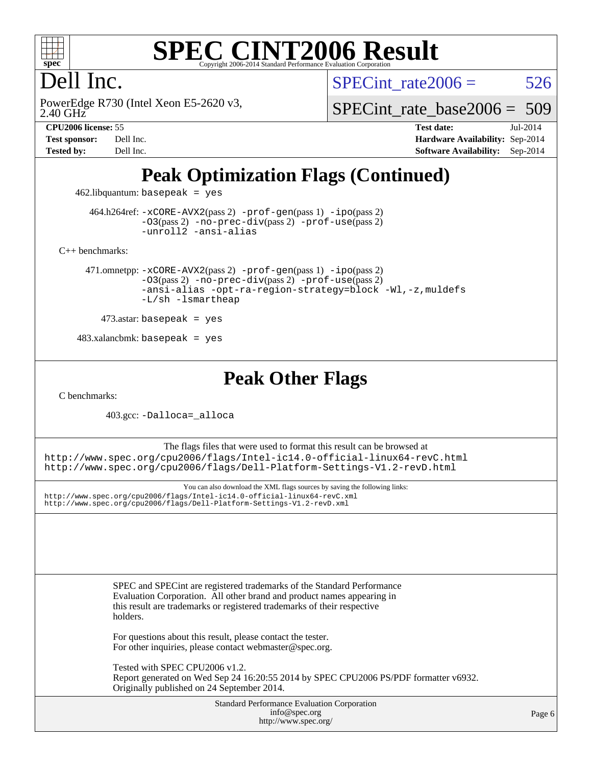# Peak Optimization Flags (Continued)

462.libquantum: basepeak = yes

464.h264ref: -xCORE-AVX2(pass 2) -prof-gen(pass 1) -ipo(pass 2) -O3(pass 2) -no-prec-div(pass 2) -prof-use(pass 2) -unroll2 -ansi-alias

C++ benchmarks:

471.omnetpp: -xCORE-AVX2(pass 2) -prof-gen(pass 1) -ipo(pass 2) -O3(pass 2) -no-prec-div(pass 2) -prof-use(pass 2) -ansi-alias -opt-ra-region-strategy=block -Wl,-z,muldefs -L/sh -lsmartheap

473.astar: basepeak = yes

483.xalancbmk: basepeak = yes

# Peak Other Flags

C benchmarks:

403.gcc: -Dalloca=_alloca

The flags files that were used to format this result can be browsed at
http://www.spec.org/cpu2006/flags/Intel-ic14.0-official-linux64-revC.html
http://www.spec.org/cpu2006/flags/Dell-Platform-Settings-V1.2-revD.html

You can also download the XML flags sources by saving the following links:
http://www.spec.org/cpu2006/flags/Intel-ic14.0-official-linux64-revC.xml
http://www.spec.org/cpu2006/flags/Dell-Platform-Settings-V1.2-revD.xml

SPEC and SPECint are registered trademarks of the Standard Performance Evaluation Corporation. All other brand and product names appearing in this result are trademarks or registered trademarks of their respective holders.

For questions about this result, please contact the tester.
For other inquiries, please contact webmaster@spec.org.

Tested with SPEC CPU2006 v1.2.
Report generated on Wed Sep 24 16:20:55 2014 by SPEC CPU2006 PS/PDF formatter v6932.
Originally published on 24 September 2014.